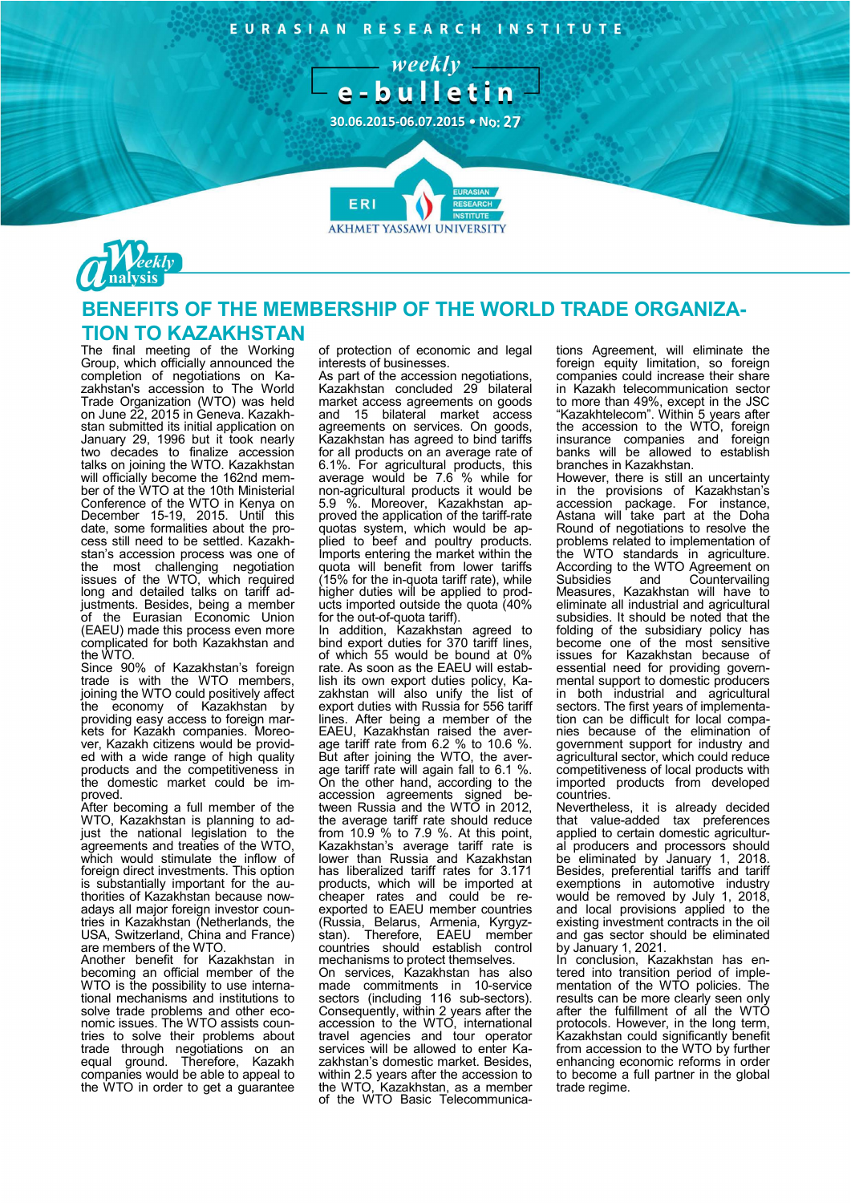EURASIAN RESEARCH INSTITUTE

weekly e-bulletin

30.06.2015-06.07.2015 • No: 27

Weekly Analysis

# BENEFITS OF THE MEMBERSHIP OF THE WORLD TRADE ORGANIZATION TO KAZAKHSTAN

The final meeting of the Working Group, which officially announced the completion of negotiations on Kazakhstan's accession to The World Trade Organization (WTO) was held on June 22, 2015 in Geneva. Kazakhstan submitted its initial application on January 29, 1996 but it took nearly two decades to finalize accession talks on joining the WTO. Kazakhstan will officially become the 162nd member of the WTO at the 10th Ministerial Conference of the WTO in Kenya on December 15-19, 2015. Until this date, some formalities about the process still need to be settled. Kazakhstan's accession process was one of the most challenging negotiation issues of the WTO, which required long and detailed talks on tariff adjustments. Besides, being a member of the Eurasian Economic Union (EAEU) made this process even more complicated for both Kazakhstan and the WTO.

Since 90% of Kazakhstan's foreign trade is with the WTO members, joining the WTO could positively affect the economy of Kazakhstan by providing easy access to foreign markets for Kazakh companies. Moreover, Kazakh citizens would be provided with a wide range of high quality products and the competitiveness in the domestic market could be improved.

After becoming a full member of the WTO, Kazakhstan is planning to adjust the national legislation to the agreements and treaties of the WTO, which would stimulate the inflow of foreign direct investments. This option is substantially important for the authorities of Kazakhstan because nowadays all major foreign investor countries in Kazakhstan (Netherlands, the USA, Switzerland, China and France) are members of the WTO.

Another benefit for Kazakhstan in becoming an official member of the WTO is the possibility to use international mechanisms and institutions to solve trade problems and other economic issues. The WTO assists countries to solve their problems about trade through negotiations on an equal ground. Therefore, Kazakh companies would be able to appeal to the WTO in order to get a guarantee of protection of economic and legal interests of businesses.

As part of the accession negotiations, Kazakhstan concluded 29 bilateral market access agreements on goods and 15 bilateral market access agreements on services. On goods, Kazakhstan has agreed to bind tariffs for all products on an average rate of 6.1%. For agricultural products, this average would be 7.6 % while for non-agricultural products it would be 5.9 %. Moreover, Kazakhstan approved the application of the tariff-rate quotas system, which would be applied to beef and poultry products. Imports entering the market within the quota will benefit from lower tariffs (15% for the in-quota tariff rate), while higher duties will be applied to products imported outside the quota (40% for the out-of-quota tariff).

In addition, Kazakhstan agreed to bind export duties for 370 tariff lines, of which 55 would be bound at 0% rate. As soon as the EAEU will establish its own export duties policy, Kazakhstan will also unify the list of export duties with Russia for 556 tariff lines. After being a member of the EAEU, Kazakhstan raised the average tariff rate from 6.2 % to 10.6 %. But after joining the WTO, the average tariff rate will again fall to 6.1 %. On the other hand, according to the accession agreements signed between Russia and the WTO in 2012, the average tariff rate should reduce from 10.9 % to 7.9 %. At this point, Kazakhstan's average tariff rate is lower than Russia and Kazakhstan has liberalized tariff rates for 3.171 products, which will be imported at cheaper rates and could be re-exported to EAEU member countries (Russia, Belarus, Armenia, Kyrgyzstan). Therefore, EAEU member countries should establish control mechanisms to protect themselves.

On services, Kazakhstan has also made commitments in 10-service sectors (including 116 sub-sectors). Consequently, within 2 years after the accession to the WTO, international travel agencies and tour operator services will be allowed to enter Kazakhstan's domestic market. Besides, within 2.5 years after the accession to the WTO, Kazakhstan, as a member of the WTO Basic Telecommunications Agreement, will eliminate the foreign equity limitation, so foreign companies could increase their share in Kazakh telecommunication sector to more than 49%, except in the JSC "Kazakhtelecom". Within 5 years after the accession to the WTO, foreign insurance companies and foreign banks will be allowed to establish branches in Kazakhstan.

However, there is still an uncertainty in the provisions of Kazakhstan's accession package. For instance, Astana will take part at the Doha Round of negotiations to resolve the problems related to implementation of the WTO standards in agriculture. According to the WTO Agreement on Subsidies and Countervailing Measures, Kazakhstan will have to eliminate all industrial and agricultural subsidies. It should be noted that the folding of the subsidiary policy has become one of the most sensitive issues for Kazakhstan because of essential need for providing governmental support to domestic producers in both industrial and agricultural sectors. The first years of implementation can be difficult for local companies because of the elimination of government support for industry and agricultural sector, which could reduce competitiveness of local products with imported products from developed countries.

Nevertheless, it is already decided that value-added tax preferences applied to certain domestic agricultural producers and processors should be eliminated by January 1, 2018. Besides, preferential tariffs and tariff exemptions in automotive industry would be removed by July 1, 2018, and local provisions applied to the existing investment contracts in the oil and gas sector should be eliminated by January 1, 2021.

In conclusion, Kazakhstan has entered into transition period of implementation of the WTO policies. The results can be more clearly seen only after the fulfillment of all the WTO protocols. However, in the long term, Kazakhstan could significantly benefit from accession to the WTO by further enhancing economic reforms in order to become a full partner in the global trade regime.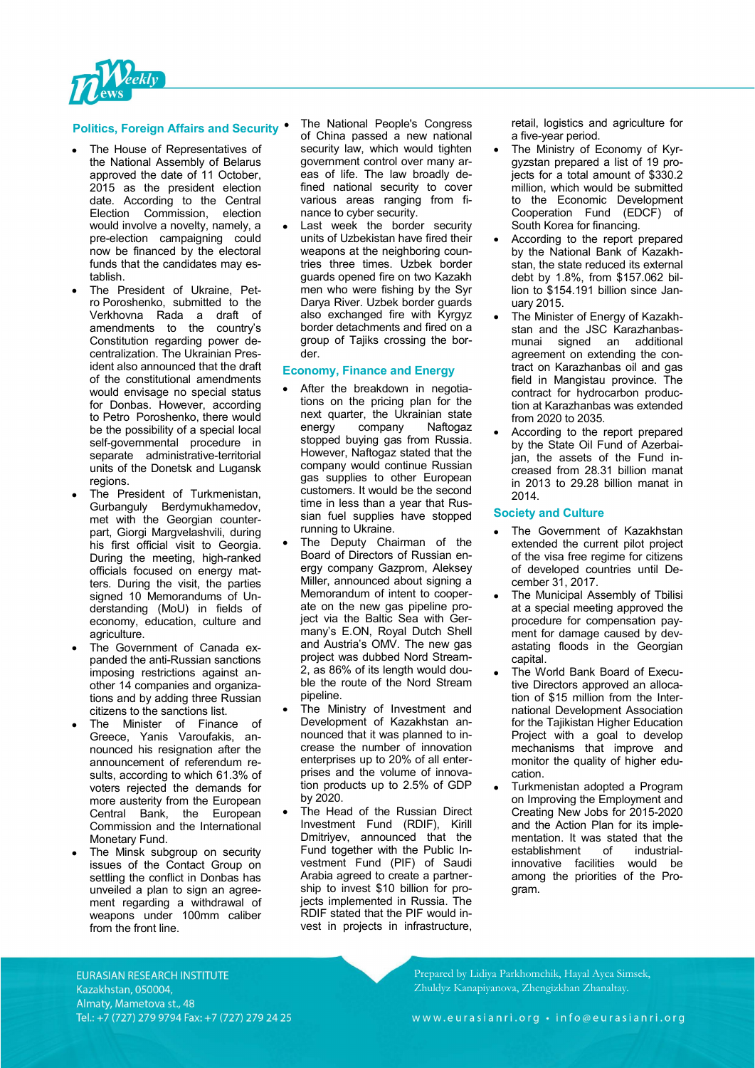## Politics, Foreign Affairs and Security

- The House of Representatives of the National Assembly of Belarus approved the date of 11 October, 2015 as the president election date. According to the Central Election Commission, election would involve a novelty, namely, a pre-election campaigning could now be financed by the electoral funds that the candidates may establish.
- The President of Ukraine, Petro Poroshenko, submitted to the Verkhovna Rada a draft of amendments to the country's Constitution regarding power decentralization. The Ukrainian President also announced that the draft of the constitutional amendments would envisage no special status for Donbas. However, according to Petro Poroshenko, there would be the possibility of a special local self-governmental procedure in separate administrative-territorial units of the Donetsk and Lugansk regions.
- The President of Turkmenistan, Gurbanguly Berdymukhamedov, met with the Georgian counterpart, Giorgi Margvelashvili, during his first official visit to Georgia. During the meeting, high-ranked officials focused on energy matters. During the visit, the parties signed 10 Memorandums of Understanding (MoU) in fields of economy, education, culture and agriculture.
- The Government of Canada expanded the anti-Russian sanctions imposing restrictions against another 14 companies and organizations and by adding three Russian citizens to the sanctions list.
- The Minister of Finance of Greece, Yanis Varoufakis, announced his resignation after the announcement of referendum results, according to which 61.3% of voters rejected the demands for more austerity from the European Central Bank, the European Commission and the International Monetary Fund.
- The Minsk subgroup on security issues of the Contact Group on settling the conflict in Donbas has unveiled a plan to sign an agreement regarding a withdrawal of weapons under 100mm caliber from the front line.
- The National People's Congress of China passed a new national security law, which would tighten government control over many areas of life. The law broadly defined national security to cover various areas ranging from finance to cyber security.
- Last week the border security units of Uzbekistan have fired their weapons at the neighboring countries three times. Uzbek border guards opened fire on two Kazakh men who were fishing by the Syr Darya River. Uzbek border guards also exchanged fire with Kyrgyz border detachments and fired on a group of Tajiks crossing the border.

## Economy, Finance and Energy

- After the breakdown in negotiations on the pricing plan for the next quarter, the Ukrainian state energy company Naftogaz stopped buying gas from Russia. However, Naftogaz stated that the company would continue Russian gas supplies to other European customers. It would be the second time in less than a year that Russian fuel supplies have stopped running to Ukraine.
- The Deputy Chairman of the Board of Directors of Russian energy company Gazprom, Aleksey Miller, announced about signing a Memorandum of intent to cooperate on the new gas pipeline project via the Baltic Sea with Germany's E.ON, Royal Dutch Shell and Austria's OMV. The new gas project was dubbed Nord Stream-2, as 86% of its length would double the route of the Nord Stream pipeline.
- The Ministry of Investment and Development of Kazakhstan announced that it was planned to increase the number of innovation enterprises up to 20% of all enterprises and the volume of innovation products up to 2.5% of GDP by 2020.
- The Head of the Russian Direct Investment Fund (RDIF), Kirill Dmitriyev, announced that the Fund together with the Public Investment Fund (PIF) of Saudi Arabia agreed to create a partnership to invest $10 billion for projects implemented in Russia. The RDIF stated that the PIF would invest in projects in infrastructure, retail, logistics and agriculture for a five-year period.
- The Ministry of Economy of Kyrgyzstan prepared a list of 19 projects for a total amount of $330.2 million, which would be submitted to the Economic Development Cooperation Fund (EDCF) of South Korea for financing.
- According to the report prepared by the National Bank of Kazakhstan, the state reduced its external debt by 1.8%, from $157.062 billion to $154.191 billion since January 2015.
- The Minister of Energy of Kazakhstan and the JSC Karazhanbasmunai signed an additional agreement on extending the contract on Karazhanbas oil and gas field in Mangistau province. The contract for hydrocarbon production at Karazhanbas was extended from 2020 to 2035.
- According to the report prepared by the State Oil Fund of Azerbaijan, the assets of the Fund increased from 28.31 billion manat in 2013 to 29.28 billion manat in 2014.

## Society and Culture

- The Government of Kazakhstan extended the current pilot project of the visa free regime for citizens of developed countries until December 31, 2017.
- The Municipal Assembly of Tbilisi at a special meeting approved the procedure for compensation payment for damage caused by devastating floods in the Georgian capital.
- The World Bank Board of Executive Directors approved an allocation of $15 million from the International Development Association for the Tajikistan Higher Education Project with a goal to develop mechanisms that improve and monitor the quality of higher education.
- Turkmenistan adopted a Program on Improving the Employment and Creating New Jobs for 2015-2020 and the Action Plan for its implementation. It was stated that the establishment of industrial-innovative facilities would be among the priorities of the Program.

EURASIAN RESEARCH INSTITUTE
Kazakhstan, 050004,
Almaty, Mametova st., 48
Tel.: +7 (727) 279 9794 Fax: +7 (727) 279 24 25

Prepared by Lidiya Parkhomchik, Hayal Ayca Simsek, Zhuldyz Kanapiyanova, Zhengizkhan Zhanaltay.

www.eurasianri.org • info@eurasianri.org